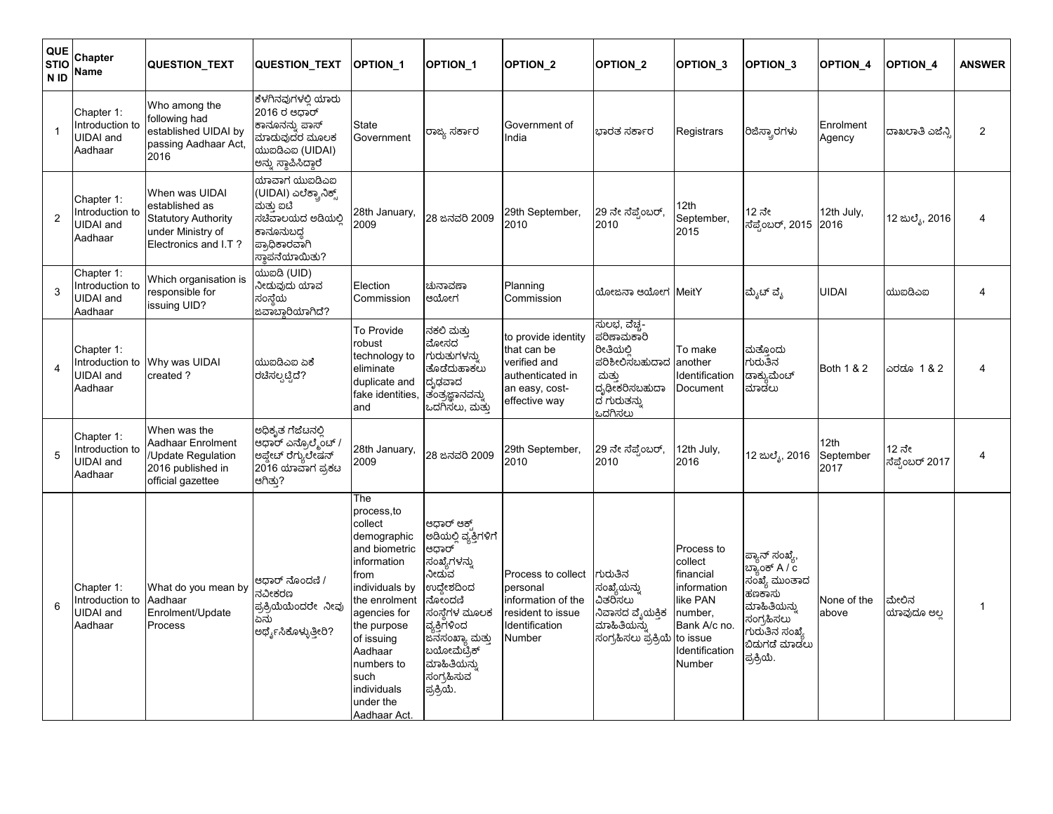| QUESTION ID | Chapter Name | QUESTION_TEXT | QUESTION_TEXT | OPTION_1 | OPTION_1 | OPTION_2 | OPTION_2 | OPTION_3 | OPTION_3 | OPTION_4 | OPTION_4 | ANSWER |
|---|---|---|---|---|---|---|---|---|---|---|---|---|
| 1 | Chapter 1: Introduction to UIDAI and Aadhaar | Who among the following had established UIDAI by passing Aadhaar Act, 2016 | ಕೆಳಗಿನವುಗಳಲ್ಲಿ ಯಾರು 2016 ರ ಆಧಾರ್ ಕಾನೂನನ್ನು ಪಾಸ್ ಮಾಡುವುದರ ಮೂಲಕ ಯುಐಡಿಎಐ (UIDAI) ಅನ್ನು ಸ್ಥಾಪಿಸಿದ್ದಾರೆ | State Government | ರಾಜ್ಯ ಸರ್ಕಾರ | Government of India | ಭಾರತ ಸರ್ಕಾರ | Registrars | ರಿಜಿಸ್ಟ್ರಾರ್‌ಗಳು | Enrolment Agency | ದಾಖಲಾತಿ ಎಜೆನ್ಸಿ | 2 |
| 2 | Chapter 1: Introduction to UIDAI and Aadhaar | When was UIDAI established as Statutory Authority under Ministry of Electronics and I.T ? | ಯಾವಾಗ ಯುಐಡಿಎಐ (UIDAI) ಎಲೆಕ್ಟ್ರಾನಿಕ್ಸ್ ಮತ್ತು ಐಟಿ ಸಚಿವಾಲಯದ ಅಡಿಯಲ್ಲಿ ಕಾನೂನುಬದ್ಧ ಪ್ರಾಧಿಕಾರವಾಗಿ ಸ್ಥಾಪನೆಯಾಯಿತು? | 28th January, 2009 | 28 ಜನವರಿ 2009 | 29th September, 2010 | 29 ನೇ ಸೆಪ್ಟೆಂಬರ್, 2010 | 12th September, 2015 | 12 ನೇ ಸೆಪ್ಟೆಂಬರ್, 2015 | 12th July, 2016 | 12 ಜುಲೈ, 2016 | 4 |
| 3 | Chapter 1: Introduction to UIDAI and Aadhaar | Which organisation is responsible for issuing UID? | ಯುಐಡಿ (UID) ನೀಡುವುದು ಯಾವ ಸಂಸ್ಥೆಯ ಜವಾಬ್ದಾರಿಯಾಗಿದೆ? | Election Commission | ಚುನಾವಣಾ ಆಯೋಗ | Planning Commission | ಯೋಜನಾ ಆಯೋಗ | MeitY | ಮೈಟ್ ವೈ | UIDAI | ಯುಐಡಿಎಐ | 4 |
| 4 | Chapter 1: Introduction to UIDAI and Aadhaar | Why was UIDAI created ? | ಯುಐಡಿಎಐ ಏಕೆ ರಚಿಸಲ್ಪಟ್ಟಿದೆ? | To Provide robust technology to eliminate duplicate and fake identities, and | ನಕಲಿ ಮತ್ತು ಮೋಸದ ಗುರುತುಗಳನ್ನು ತೊಡೆದುಹಾಕಲು ದೃಢವಾದ ತಂತ್ರಜ್ಞಾನವನ್ನು ಒದಗಿಸಲು, ಮತ್ತು | to provide identity that can be verified and authenticated in an easy, cost-effective way | ಸುಲಭ, ವೆಚ್ಚ-ಪರಿಣಾಮಕಾರಿ ರೀತಿಯಲ್ಲಿ ಪರಿಶೀಲಿಸಬಹುದಾದ ಮತ್ತು ದೃಢೀಕರಿಸಬಹುದಾದ ಗುರುತನ್ನು ಒದಗಿಸಲು | To make another Identification Document | ಮತ್ತೊಂದು ಗುರುತಿನ ಡಾಕ್ಯುಮೆಂಟ್ ಮಾಡಲು | Both 1 & 2 | ಎರಡೂ 1 & 2 | 4 |
| 5 | Chapter 1: Introduction to UIDAI and Aadhaar | When was the Aadhaar Enrolment /Update Regulation 2016 published in official gazette | ಅಧಿಕೃತ ಗೆಜೆಟನಲ್ಲಿ ಆಧಾರ್ ಎನ್ರೊಲ್ಮೆಂಟ್ / ಅಪ್ಡೇಟ್ ರೆಗ್ಯುಲೇಷನ್ 2016 ಯಾವಾಗ ಪ್ರಕಟ ಆಗಿತ್ತು? | 28th January, 2009 | 28 ಜನವರಿ 2009 | 29th September, 2010 | 29 ನೇ ಸೆಪ್ಟೆಂಬರ್, 2010 | 12th July, 2016 | 12 ಜುಲೈ, 2016 | 12th September 2017 | 12 ನೇ ಸೆಪ್ಟೆಂಬರ್ 2017 | 4 |
| 6 | Chapter 1: Introduction to UIDAI and Aadhaar | What do you mean by Aadhaar Enrolment/Update Process | ಆಧಾರ್ ನೊಂದಣಿ / ನವೀಕರಣ ಪ್ರಕ್ರಿಯೆಯೆಂದರೇ ನೀವು ಏನು ಅರ್ಥೈಸಿಕೊಳ್ಳುತ್ತೀರಿ? | The process,to collect demographic and biometric information from individuals by the enrolment agencies for the purpose of issuing Aadhaar numbers to such individuals under the Aadhaar Act. | ಆಧಾರ್ ಆಕ್ಟ್ ಅಡಿಯಲ್ಲಿ ವ್ಯಕ್ತಿಗಳಿಗೆ ಆಧಾರ್ ಸಂಖ್ಯೆಗಳನ್ನು ನೀಡುವ ಉದ್ದೇಶದಿಂದ ನೋಂದಣಿ ಸಂಸ್ಥೆಗಳ ಮೂಲಕ ವ್ಯಕ್ತಿಗಳಿಂದ ಜನಸಂಖ್ಯಾ ಮತ್ತು ಬಯೋಮೆಟ್ರಿಕ್ ಮಾಹಿತಿಯನ್ನು ಸಂಗ್ರಹಿಸುವ ಪ್ರಕ್ರಿಯೆ. | Process to collect personal information of the resident to issue Identification Number | ಗುರುತಿನ ಸಂಖ್ಯೆಯನ್ನು ವಿತರಿಸಲು ನಿವಾಸದ ವೈಯಕ್ತಿಕ ಮಾಹಿತಿಯನ್ನು ಸಂಗ್ರಹಿಸಲು ಪ್ರಕ್ರಿಯೆ | Process to collect financial information like PAN number, Bank A/c no. to issue Identification Number | ಪ್ಯಾನ್ ಸಂಖ್ಯೆ, ಬ್ಯಾಂಕ್ A / c ಸಂಖ್ಯೆ ಮುಂತಾದ ಹಣಕಾಸು ಮಾಹಿತಿಯನ್ನು ಸಂಗ್ರಹಿಸಲು ಗುರುತಿನ ಸಂಖ್ಯೆ ಬಿಡುಗಡೆ ಮಾಡಲು ಪ್ರಕ್ರಿಯೆ. | None of the above | ಮೇಲಿನ ಯಾವುದೂ ಅಲ್ಲ | 1 |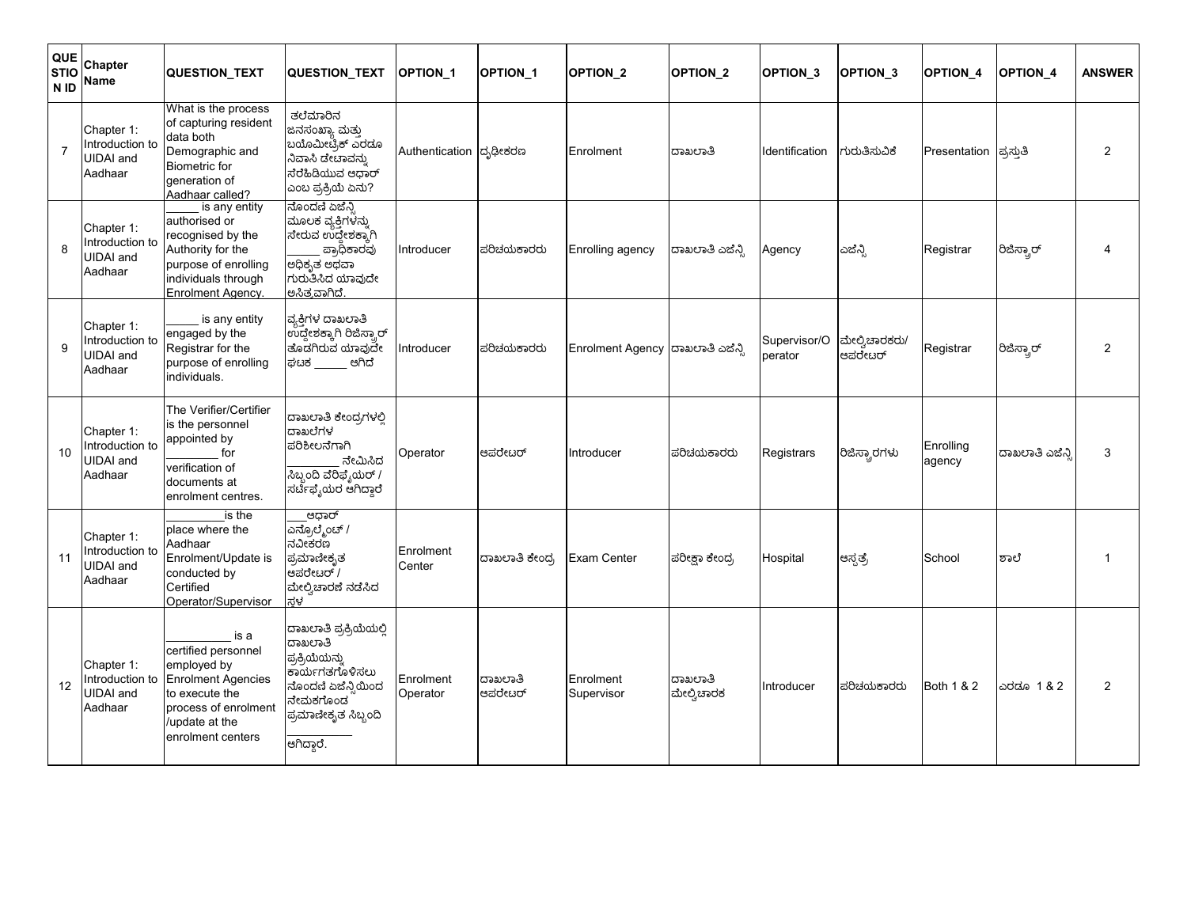| QUESTION ID | Chapter Name | QUESTION_TEXT | QUESTION_TEXT | OPTION_1 | OPTION_1 | OPTION_2 | OPTION_2 | OPTION_3 | OPTION_3 | OPTION_4 | OPTION_4 | ANSWER |
|---|---|---|---|---|---|---|---|---|---|---|---|---|
| 7 | Chapter 1: Introduction to UIDAI and Aadhaar | What is the process of capturing resident data both Demographic and Biometric for generation of Aadhaar called? | ತಲೆಮಾರಿನ ಜನಸಂಖ್ಯಾ ಮತ್ತು ಬಯೋಮೀಟ್ರಿಕ್ ಎರಡೂ ನಿವಾಸಿ ಡೇಟಾವನ್ನು ಸೆರೆಹಿಡಿಯುವ ಆಧಾರ್ ಎಂಬ ಪ್ರಕ್ರಿಯೆ ಏನು? | Authentication | ದೃಢೀಕರಣ | Enrolment | ದಾಖಲಾತಿ | Identification | ಗುರುತಿಸುವಿಕೆ | Presentation | ಪ್ರಸ್ತುತಿ | 2 |
| 8 | Chapter 1: Introduction to UIDAI and Aadhaar | _____ is any entity authorised or recognised by the Authority for the purpose of enrolling individuals through Enrolment Agency. | ನೊಂದಣಿ ಏಜೆನ್ಸಿ ಮೂಲಕ ವ್ಯಕ್ತಿಗಳನ್ನು ಸೇರುವ ಉದ್ದೇಶಕ್ಕಾಗಿ _____ ಪ್ರಾಧಿಕಾರವು ಅಧಿಕೃತ ಅಥವಾ ಗುರುತಿಸಿದ ಯಾವುದೇ ಅಸಿತ್ವವಾಗಿದೆ. | Introducer | ಪರಿಚಯಕಾರರು | Enrolling agency | ದಾಖಲಾತಿ ಏಜೆನ್ಸಿ | Agency | ಏಜೆನ್ಸಿ | Registrar | ರಿಜಿಸ್ಟ್ರಾರ್ | 4 |
| 9 | Chapter 1: Introduction to UIDAI and Aadhaar | _____ is any entity engaged by the Registrar for the purpose of enrolling individuals. | ವ್ಯಕ್ತಿಗಳ ದಾಖಲಾತಿ ಉದ್ದೇಶಕ್ಕಾಗಿ ರಿಜಿಸ್ಟ್ರಾರ್ ತೊಡಗಿರುವ ಯಾವುದೇ ಘಟಕ _____ ಆಗಿದೆ | Introducer | ಪರಿಚಯಕಾರರು | Enrolment Agency | ದಾಖಲಾತಿ ಏಜೆನ್ಸಿ | Supervisor/Operator | ಮೇಲ್ವಿಚಾರಕರು/ಆಪರೇಟರ್ | Registrar | ರಿಜಿಸ್ಟ್ರಾರ್ | 2 |
| 10 | Chapter 1: Introduction to UIDAI and Aadhaar | The Verifier/Certifier is the personnel appointed by ________ for verification of documents at enrolment centres. | ದಾಖಲಾತಿ ಕೇಂದ್ರಗಳಲ್ಲಿ ದಾಖಲೆಗಳ ಪರಿಶೀಲನೆಗಾಗಿ ________ ನೇಮಿಸಿದ ಸಿಬ್ಬಂದಿ ವೆರಿಫೈಯರ್ / ಸರ್ಟಿಫೈಯರ ಆಗಿದ್ದಾರೆ | Operator | ಆಪರೇಟರ್ | Introducer | ಪರಿಚಯಕಾರರು | Registrars | ರಿಜಿಸ್ಟ್ರಾರಗಳು | Enrolling agency | ದಾಖಲಾತಿ ಏಜೆನ್ಸಿ | 3 |
| 11 | Chapter 1: Introduction to UIDAI and Aadhaar | ________is the place where the Aadhaar Enrolment/Update is conducted by Certified Operator/Supervisor | ___ಆಧಾರ್ ಎನ್ರೊಲ್ಮೆಂಟ್ / ನವೀಕರಣ ಪ್ರಮಾಣೀಕೃತ ಆಪರೇಟರ್ / ಮೇಲ್ವಿಚಾರಣೆ ನಡೆಸಿದ ಸ್ಥಳ | Enrolment Center | ದಾಖಲಾತಿ ಕೇಂದ್ರ | Exam Center | ಪರೀಕ್ಷಾ ಕೇಂದ್ರ | Hospital | ಆಸ್ಪತ್ರೆ | School | ಶಾಲೆ | 1 |
| 12 | Chapter 1: Introduction to UIDAI and Aadhaar | __________ is a certified personnel employed by Enrolment Agencies to execute the process of enrolment /update at the enrolment centers | ದಾಖಲಾತಿ ಪ್ರಕ್ರಿಯೆಯಲ್ಲಿ ದಾಖಲಾತಿ ಪ್ರಕ್ರಿಯೆಯನ್ನು ಕಾರ್ಯಗತಗೊಳಿಸಲು ನೊಂದಣಿ ಏಜೆನ್ಸಿಯಿಂದ ನೇಮಕಗೊಂಡ ಪ್ರಮಾಣೀಕೃತ ಸಿಬ್ಬಂದಿ _________ ಆಗಿದ್ದಾರೆ. | Enrolment Operator | ದಾಖಲಾತಿ ಆಪರೇಟರ್ | Enrolment Supervisor | ದಾಖಲಾತಿ ಮೇಲ್ವಿಚಾರಕ | Introducer | ಪರಿಚಯಕಾರರು | Both 1 & 2 | ಎರಡೂ 1 & 2 | 2 |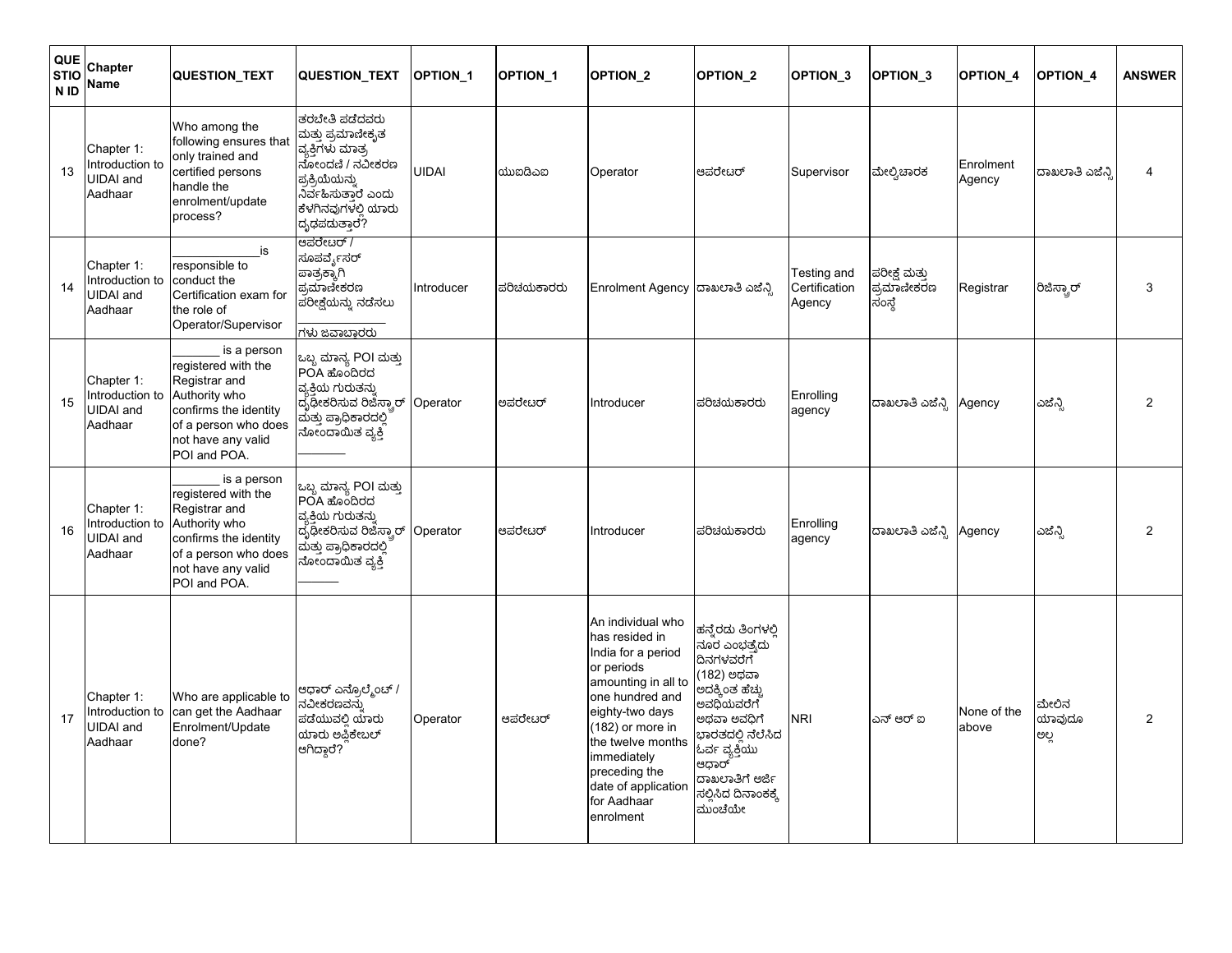| QUESTION ID | Chapter Name | QUESTION_TEXT | QUESTION_TEXT | OPTION_1 | OPTION_1 | OPTION_2 | OPTION_2 | OPTION_3 | OPTION_3 | OPTION_4 | OPTION_4 | ANSWER |
|---|---|---|---|---|---|---|---|---|---|---|---|---|
| 13 | Chapter 1: Introduction to UIDAI and Aadhaar | Who among the following ensures that only trained and certified persons handle the enrolment/update process? | ತರಬೇತಿ ಪಡೆದವರು ಮತ್ತು ಪ್ರಮಾಣೀಕೃತ ವ್ಯಕ್ತಿಗಳು ಮಾತ್ರ ನೋಂದಣಿ / ನವೀಕರಣ ಪ್ರಕ್ರಿಯೆಯನ್ನು ನಿರ್ವಹಿಸುತ್ತಾರೆ ಎಂದು ಕೆಳಗಿನವುಗಳಲ್ಲಿ ಯಾರು ದೃಢಪಡುತ್ತಾರೆ? | UIDAI | ಯುಐಡಿಎಐ | Operator | ಆಪರೇಟರ್ | Supervisor | ಮೇಲ್ವಿಚಾರಕ | Enrolment Agency | ದಾಖಲಾತಿ ಎಜೆನ್ಸಿ | 4 |
| 14 | Chapter 1: Introduction to UIDAI and Aadhaar | ____________ is responsible to conduct the Certification exam for the role of Operator/Supervisor | ಆಪರೇಟರ್ / ಸೂಪರ್ವೈಸರ್ ಪಾತ್ರಕ್ಕಾಗಿ ಪ್ರಮಾಣೀಕರಣ ಪರೀಕ್ಷೆಯನ್ನು ನಡೆಸಲು ____________ ಗಳು ಜವಾಬ್ದಾರರು | Introducer | ಪರಿಚಯಕಾರರು | Enrolment Agency | ದಾಖಲಾತಿ ಎಜೆನ್ಸಿ | Testing and Certification Agency | ಪರೀಕ್ಷೆ ಮತ್ತು ಪ್ರಮಾಣೀಕರಣ ಸಂಸ್ಥೆ | Registrar | ರಿಜಿಸ್ಟ್ರಾರ್ | 3 |
| 15 | Chapter 1: Introduction to UIDAI and Aadhaar | _______ is a person registered with the Registrar and Authority who confirms the identity of a person who does not have any valid POI and POA. | ಒಬ್ಬ ಮಾನ್ಯ POI ಮತ್ತು POA ಹೊಂದಿರದ ವ್ಯಕ್ತಿಯ ಗುರುತನ್ನು ದೃಢೀಕರಿಸುವ ರಿಜಿಸ್ಟ್ರಾರ್ ಮತ್ತು ಪ್ರಾಧಿಕಾರದಲ್ಲಿ ನೋಂದಾಯಿತ ವ್ಯಕ್ತಿ _______ | Operator | ಅಪರೇಟರ್ | Introducer | ಪರಿಚಯಕಾರರು | Enrolling agency | ದಾಖಲಾತಿ ಎಜೆನ್ಸಿ | Agency | ಎಜೆನ್ಸಿ | 2 |
| 16 | Chapter 1: Introduction to UIDAI and Aadhaar | _______ is a person registered with the Registrar and Authority who confirms the identity of a person who does not have any valid POI and POA. | ಒಬ್ಬ ಮಾನ್ಯ POI ಮತ್ತು POA ಹೊಂದಿರದ ವ್ಯಕ್ತಿಯ ಗುರುತನ್ನು ದೃಢೀಕರಿಸುವ ರಿಜಿಸ್ಟ್ರಾರ್ ಮತ್ತು ಪ್ರಾಧಿಕಾರದಲ್ಲಿ ನೋಂದಾಯಿತ ವ್ಯಕ್ತಿ _______ | Operator | ಆಪರೇಟರ್ | Introducer | ಪರಿಚಯಕಾರರು | Enrolling agency | ದಾಖಲಾತಿ ಎಜೆನ್ಸಿ | Agency | ಎಜೆನ್ಸಿ | 2 |
| 17 | Chapter 1: Introduction to UIDAI and Aadhaar | Who are applicable to can get the Aadhaar Enrolment/Update done? | ಆಧಾರ್ ಎನ್ರೊಲ್ಮೆಂಟ್ / ನವೀಕರಣವನ್ನು ಪಡೆಯುವಲ್ಲಿ ಯಾರು ಯಾರು ಅಪ್ಲಿಕೇಬಲ್ ಆಗಿದ್ದಾರೆ? | Operator | ಆಪರೇಟರ್ | An individual who has resided in India for a period or periods amounting in all to one hundred and eighty-two days (182) or more in the twelve months immediately preceding the date of application for Aadhaar enrolment | ಹನ್ನೆರಡು ತಿಂಗಳಲ್ಲಿ ನೂರ ಎಂಭತ್ತೆರಡು ದಿನಗಳವರೆಗೆ (182) ಅಥವಾ ಅದಕ್ಕಿಂತ ಹೆಚ್ಚು ಅವಧಿಯವರೆಗೆ ಅಥವಾ ಅವಧಿಗೆ ಭಾರತದಲ್ಲಿ ನೆಲೆಸಿದ ಓರ್ವ ವ್ಯಕ್ತಿಯು ಆಧಾರ್ ದಾಖಲಾತಿಗೆ ಅರ್ಜಿ ಸಲ್ಲಿಸಿದ ದಿನಾಂಕಕ್ಕೆ ಮುಂಚೆಯೇ | NRI | ಎನ್ ಆರ್ ಐ | None of the above | ಮೇಲಿನ ಯಾವುದೂ ಅಲ್ಲ | 2 |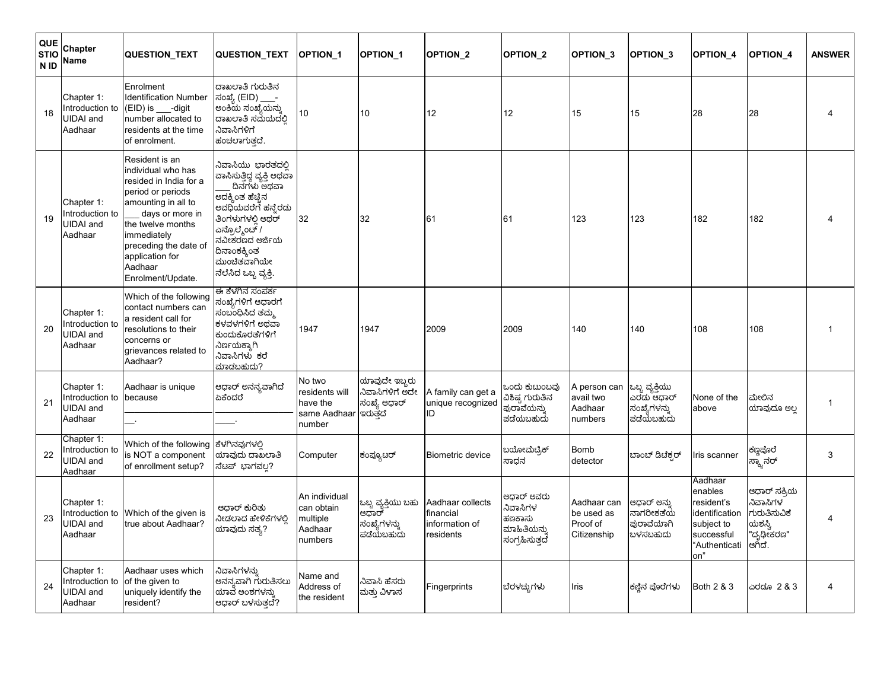| QUESTION ID | Chapter Name | QUESTION_TEXT | QUESTION_TEXT | OPTION_1 | OPTION_1 | OPTION_2 | OPTION_2 | OPTION_3 | OPTION_3 | OPTION_4 | OPTION_4 | ANSWER |
|---|---|---|---|---|---|---|---|---|---|---|---|---|
| 18 | Chapter 1: Introduction to UIDAI and Aadhaar | Enrolment Identification Number (EID) is ___-digit number allocated to residents at the time of enrolment. | ದಾಖಲಾತಿ ಗುರುತಿನ ಸಂಖ್ಯೆ (EID) ___-ಅಂಕಿಯ ಸಂಖ್ಯೆಯನ್ನು ದಾಖಲಾತಿ ಸಮಯದಲ್ಲಿ ನಿವಾಸಿಗಳಿಗೆ ಹಂಚಲಾಗುತ್ತದೆ. | 10 | 10 | 12 | 12 | 15 | 15 | 28 | 28 | 4 |
| 19 | Chapter 1: Introduction to UIDAI and Aadhaar | Resident is an individual who has resided in India for a period or periods amounting in all to ___ days or more in the twelve months immediately preceding the date of application for Aadhaar Enrolment/Update. | ನಿವಾಸಿಯು ಭಾರತದಲ್ಲಿ ವಾಸಿಸುತ್ತಿದ್ದ ವ್ಯಕ್ತಿ ಅಥವಾ ___ ದಿನಗಳು ಅಥವಾ ಅದಕ್ಕಿಂತ ಹೆಚ್ಚಿನ ಅವಧಿಯವರೆಗೆ ಹನ್ನೆರಡು ತಿಂಗಳುಗಳಲ್ಲಿ ಆಧರ್ ಎನ್ರೊಲ್ಮೆಂಟ್ / ನವೀಕರಣದ ಅರ್ಜಿಯ ದಿನಾಂಕಕ್ಕಿಂತ ಮುಂಚಿತವಾಗಿಯೇ ನೆಲೆಸಿದ ಒಬ್ಬ ವ್ಯಕ್ತಿ. | 32 | 32 | 61 | 61 | 123 | 123 | 182 | 182 | 4 |
| 20 | Chapter 1: Introduction to UIDAI and Aadhaar | Which of the following contact numbers can a resident call for resolutions to their concerns or grievances related to Aadhaar? | ಈ ಕೆಳಗಿನ ಸಂಪರ್ಕ ಸಂಖ್ಯೆಗಳಿಗೆ ಆಧಾರಗೆ ಸಂಬಂಧಿಸಿದ ತಮ್ಮ ಕಳವಳಗಳಿಗೆ ಅಥವಾ ಕುಂದುಕೊರತೆಗಳಿಗೆ ನಿರ್ಣಯಕ್ಕಾಗಿ ನಿವಾಸಿಗಳು ಕರೆ ಮಾಡಬಹುದು? | 1947 | 1947 | 2009 | 2009 | 140 | 140 | 108 | 108 | 1 |
| 21 | Chapter 1: Introduction to UIDAI and Aadhaar | Aadhaar is unique because ___________________. | ಆಧಾರ್ ಅನನ್ಯವಾಗಿದೆ ಏಕೆಂದರೆ _____. | No two residents will have the same Aadhaar number | ಯಾವುದೇ ಇಬ್ಬರು ನಿವಾಸಿಗಳಿಗೆ ಅದೇ ಸಂಖ್ಯೆ ಆಧಾರ್ ಇರುತ್ತದೆ | A family can get a unique recognized ID | ಒಂದು ಕುಟುಂಬವು ವಿಶಿಷ್ಟ ಗುರುತಿನ ಪುರಾವೆಯನ್ನು ಪಡೆಯಬಹುದು | A person can avail two Aadhaar numbers | ಒಬ್ಬ ವ್ಯಕ್ತಿಯು ಎರಡು ಆಧಾರ್ ಸಂಖ್ಯೆಗಳನ್ನು ಪಡೆಯಬಹುದು | None of the above | ಮೇಲಿನ ಯಾವುದೂ ಅಲ್ಲ | 1 |
| 22 | Chapter 1: Introduction to UIDAI and Aadhaar | Which of the following is NOT a component of enrollment setup? | ಕೆಳಗಿನವುಗಳಲ್ಲಿ ಯಾವುದು ದಾಖಲಾತಿ ಸೆಟಪ್ ಭಾಗವಲ್ಲ? | Computer | ಕಂಪ್ಯೂಟರ್ | Biometric device | ಬಯೋಮೆಟ್ರಿಕ್ ಸಾಧನ | Bomb detector | ಬಾಂಬ್ ಡಿಟೆಕ್ಟರ್ | Iris scanner | ಕಣ್ಣಪೊರೆ ಸ್ಕ್ಯಾನರ್ | 3 |
| 23 | Chapter 1: Introduction to UIDAI and Aadhaar | Which of the given is true about Aadhaar? | ಆಧಾರ್ ಕುರಿತು ನೀಡಲಾದ ಹೇಳಿಕೆಗಳಲ್ಲಿ ಯಾವುದು ಸತ್ಯ? | An individual can obtain multiple Aadhaar numbers | ಒಬ್ಬ ವ್ಯಕ್ತಿಯು ಬಹು ಆಧಾರ್ ಸಂಖ್ಯೆಗಳನ್ನು ಪಡೆಯಬಹುದು | Aadhaar collects financial information of residents | ಆಧಾರ್ ಅವರು ನಿವಾಸಿಗಳ ಹಣಕಾಸು ಮಾಹಿತಿಯನ್ನು ಸಂಗ್ರಹಿಸುತ್ತದೆ | Aadhaar can be used as Proof of Citizenship | ಆಧಾರ್ ಅನ್ನು ನಾಗರೀಕತೆಯ ಪುರಾವೆಯಾಗಿ ಬಳಸಬಹುದು | Aadhaar enables resident's identification subject to successful "Authentication" | ಆಧಾರ್ ಸಕ್ರಿಯ ನಿವಾಸಿಗಳ ಗುರುತಿಸುವಿಕೆ ಯಶಸ್ವಿ "ದೃಢೀಕರಣ" ಆಗಿದೆ. | 4 |
| 24 | Chapter 1: Introduction to UIDAI and Aadhaar | Aadhaar uses which of the given to uniquely identify the resident? | ನಿವಾಸಿಗಳನ್ನು ಅನನ್ಯವಾಗಿ ಗುರುತಿಸಲು ಯಾವ ಅಂಶಗಳನ್ನು ಆಧಾರ್ ಬಳಸುತ್ತದೆ? | Name and Address of the resident | ನಿವಾಸಿ ಹೆಸರು ಮತ್ತು ವಿಳಾಸ | Fingerprints | ಬೆರಳಚ್ಚುಗಳು | Iris | ಕಣ್ಣಿನ ಪೊರೆಗಳು | Both 2 & 3 | ಎರಡೂ 2 & 3 | 4 |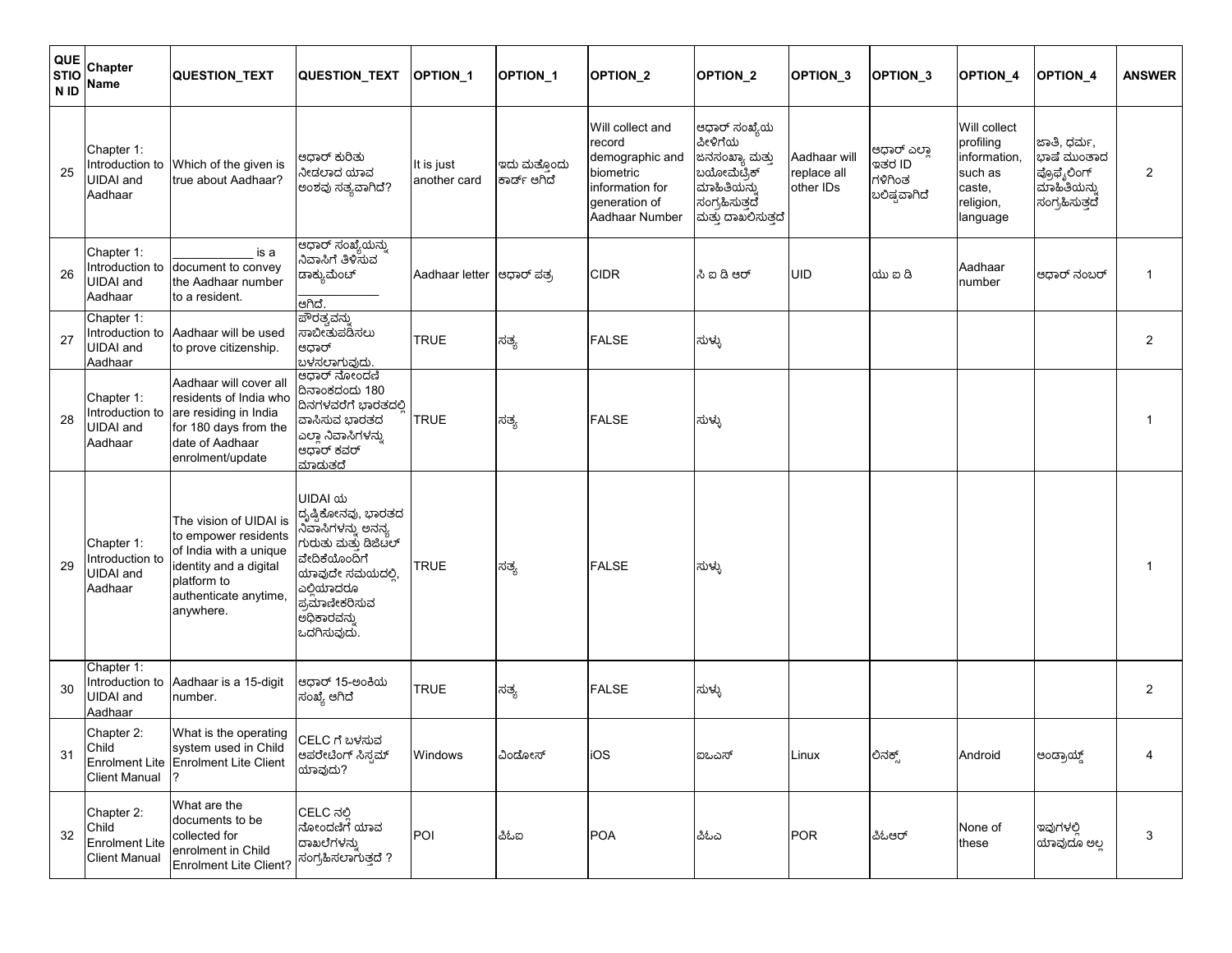| QUESTION ID | Chapter Name | QUESTION_TEXT | QUESTION_TEXT | OPTION_1 | OPTION_1 | OPTION_2 | OPTION_2 | OPTION_3 | OPTION_3 | OPTION_4 | OPTION_4 | ANSWER |
|---|---|---|---|---|---|---|---|---|---|---|---|---|
| 25 | Chapter 1: Introduction to UIDAI and Aadhaar | Which of the given is true about Aadhaar? | ಆಧಾರ್ ಕುರಿತು ನೀಡಲಾದ ಯಾವ ಅಂಶವು ಸತ್ಯವಾಗಿದೆ? | It is just another card | ಇದು ಮತ್ತೊಂದು ಕಾರ್ಡ್ ಆಗಿದೆ | Will collect and record demographic and biometric information for generation of Aadhaar Number | ಆಧಾರ್ ಸಂಖ್ಯೆಯ ಪೀಳಿಗೆಯ ಜನಸಂಖ್ಯಾ ಮತ್ತು ಬಯೋಮೆಟ್ರಿಕ್ ಮಾಹಿತಿಯನ್ನು ಸಂಗ್ರಹಿಸುತ್ತದೆ ಮತ್ತು ದಾಖಲಿಸುತ್ತದೆ | Aadhaar will replace all other IDs | ಆಧಾರ್ ಎಲ್ಲಾ ಇತರ ID ಗಳಿಗಿಂತ ಬಲಿಷ್ಠವಾಗಿದೆ | Will collect profiling information, such as caste, religion, language | ಜಾತಿ, ಧರ್ಮ, ಭಾಷೆ ಮುಂತಾದ ಪ್ರೊಫೈಲಿಂಗ್ ಮಾಹಿತಿಯನ್ನು ಸಂಗ್ರಹಿಸುತ್ತದೆ | 2 |
| 26 | Chapter 1: Introduction to UIDAI and Aadhaar | ____________ is a document to convey the Aadhaar number to a resident. | ಆಧಾರ್ ಸಂಖ್ಯೆಯನ್ನು ನಿವಾಸಿಗೆ ತಿಳಿಸುವ ಡಾಕ್ಯುಮೆಂಟ್ ____________ ಆಗಿದೆ. | Aadhaar letter | ಆಧಾರ್ ಪತ್ರ | CIDR | ಸಿ ಐ ಡಿ ಆರ್ | UID | ಯು ಐ ಡಿ | Aadhaar number | ಆಧಾರ್ ನಂಬರ್ | 1 |
| 27 | Chapter 1: Introduction to UIDAI and Aadhaar | Aadhaar will be used to prove citizenship. | ಪೌರತ್ವವನ್ನು ಸಾಬೀತುಪಡಿಸಲು ಆಧಾರ್ ಬಳಸಲಾಗುವುದು. | TRUE | ಸತ್ಯ | FALSE | ಸುಳ್ಳು | | | | | 2 |
| 28 | Chapter 1: Introduction to UIDAI and Aadhaar | Aadhaar will cover all residents of India who are residing in India for 180 days from the date of Aadhaar enrolment/update | ಆಧಾರ್ ನೋಂದಣಿ ದಿನಾಂಕದಂದು 180 ದಿನಗಳವರೆಗೆ ಭಾರತದಲ್ಲಿ ವಾಸಿಸುವ ಭಾರತದ ಎಲ್ಲಾ ನಿವಾಸಿಗಳನ್ನು ಆಧಾರ್ ಕವರ್ ಮಾಡುತದೆ | TRUE | ಸತ್ಯ | FALSE | ಸುಳ್ಳು | | | | | 1 |
| 29 | Chapter 1: Introduction to UIDAI and Aadhaar | The vision of UIDAI is to empower residents of India with a unique identity and a digital platform to authenticate anytime, anywhere. | UIDAI ಯ ದೃಷ್ಟಿಕೋನವು, ಭಾರತದ ನಿವಾಸಿಗಳನ್ನು ಅನನ್ಯ ಗುರುತು ಮತ್ತು ಡಿಜಿಟಲ್ ವೇದಿಕೆಯೊಂದಿಗೆ ಯಾವುದೇ ಸಮಯದಲ್ಲಿ, ಎಲ್ಲಿಯಾದರೂ ಪ್ರಮಾಣೀಕರಿಸುವ ಅಧಿಕಾರವನ್ನು ಒದಗಿಸುವುದು. | TRUE | ಸತ್ಯ | FALSE | ಸುಳ್ಳು | | | | | 1 |
| 30 | Chapter 1: Introduction to UIDAI and Aadhaar | Aadhaar is a 15-digit number. | ಆಧಾರ್ 15-ಅಂಕಿಯ ಸಂಖ್ಯೆ ಆಗಿದೆ | TRUE | ಸತ್ಯ | FALSE | ಸುಳ್ಳು | | | | | 2 |
| 31 | Chapter 2: Child Enrolment Lite Client Manual | What is the operating system used in Child Enrolment Lite Client ? | CELC ಗೆ ಬಳಸುವ ಆಪರೇಟಿಂಗ್ ಸಿಸ್ಟಮ್ ಯಾವುದು? | Windows | ವಿಂಡೋಸ್ | iOS | ಐಒಎಸ್ | Linux | ಲಿನಕ್ಸ್ | Android | ಆಂಡ್ರಾಯ್ಡ್ | 4 |
| 32 | Chapter 2: Child Enrolment Lite Client Manual | What are the documents to be collected for enrolment in Child Enrolment Lite Client? | CELC ನಲ್ಲಿ ನೋಂದಣಿಗೆ ಯಾವ ದಾಖಲೆಗಳನ್ನು ಸಂಗ್ರಹಿಸಲಾಗುತ್ತದೆ ? | POI | ಪಿಓಐ | POA | ಪಿಓಎ | POR | ಪಿಓಆರ್ | None of these | ಇವುಗಳಲ್ಲಿ ಯಾವುದೂ ಅಲ್ಲ | 3 |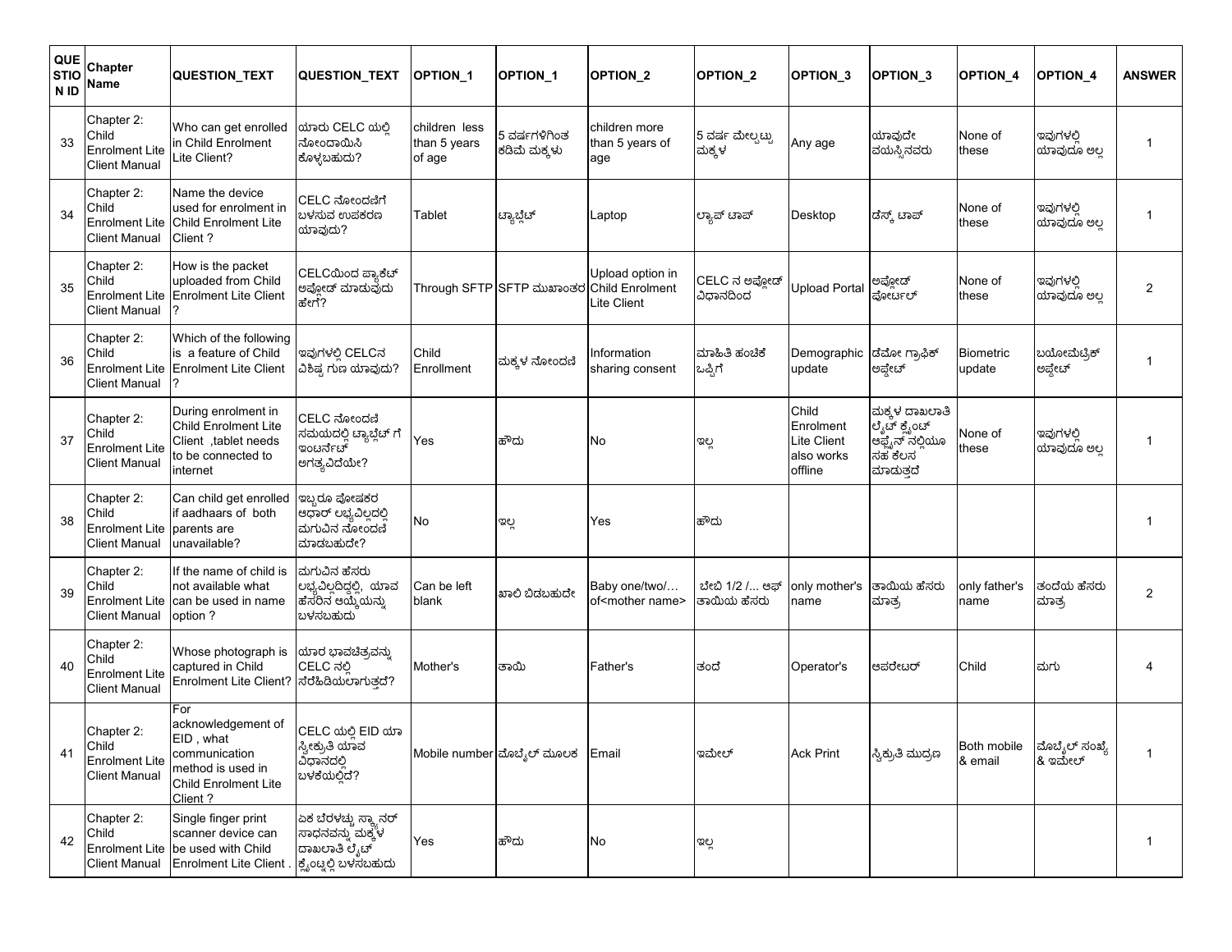| QUESTION ID | Chapter Name | QUESTION_TEXT | QUESTION_TEXT | OPTION_1 | OPTION_1 | OPTION_2 | OPTION_2 | OPTION_3 | OPTION_3 | OPTION_4 | OPTION_4 | ANSWER |
|---|---|---|---|---|---|---|---|---|---|---|---|---|
| 33 | Chapter 2: Child Enrolment Lite Client Manual | Who can get enrolled in Child Enrolment Lite Client? | ಯಾರು CELC ಯಲ್ಲಿ ನೋಂದಾಯಿಸಿ ಕೊಳ್ಳಬಹುದು? | children less than 5 years of age | 5 ವರ್ಷಗಳಿಗಿಂತ ಕಡಿಮೆ ಮಕ್ಕಳು | children more than 5 years of age | 5 ವರ್ಷ ಮೇಲ್ಪಟ್ಟು ಮಕ್ಕಳ | Any age | ಯಾವುದೇ ವಯಸ್ಸಿನವರು | None of these | ಇವುಗಳಲ್ಲಿ ಯಾವುದೂ ಅಲ್ಲ | 1 |
| 34 | Chapter 2: Child Enrolment Lite Client Manual | Name the device used for enrolment in Child Enrolment Lite Client ? | CELC ನೋಂದಣಿಗೆ ಬಳಸುವ ಉಪಕರಣ ಯಾವುದು? | Tablet | ಟ್ಯಾಬ್ಲೆಟ್ | Laptop | ಲ್ಯಾಪ್ ಟಾಪ್ | Desktop | ಡೆಸ್ಕ್ ಟಾಪ್ | None of these | ಇವುಗಳಲ್ಲಿ ಯಾವುದೂ ಅಲ್ಲ | 1 |
| 35 | Chapter 2: Child Enrolment Lite Client Manual | How is the packet uploaded from Child Enrolment Lite Client ? | CELCಯಿಂದ ಪ್ಯಾಕೆಟ್ ಅಪ್ಲೋಡ್ ಮಾಡುವುದು ಹೇಗೆ? | Through SFTP | SFTP ಮುಖಾಂತರ | Upload option in Child Enrolment Lite Client | CELC ನ ಅಪ್ಲೋಡ್ ವಿಧಾನದಿಂದ | Upload Portal | ಅಪ್ಲೋಡ್ ಪೋರ್ಟಲ್ | None of these | ಇವುಗಳಲ್ಲಿ ಯಾವುದೂ ಅಲ್ಲ | 2 |
| 36 | Chapter 2: Child Enrolment Lite Client Manual | Which of the following is a feature of Child Enrolment Lite Client ? | ಇವುಗಳಲ್ಲಿ CELCನ ವಿಶಿಷ್ಟ ಗುಣ ಯಾವುದು? | Child Enrollment | ಮಕ್ಕಳ ನೋಂದಣಿ | Information sharing consent | ಮಾಹಿತಿ ಹಂಚಿಕೆ ಒಪ್ಪಿಗೆ | Demographic update | ಡೆಮೋ ಗ್ರಾಫಿಕ್ ಅಪ್ಡೇಟ್ | Biometric update | ಬಯೋಮೆಟ್ರಿಕ್ ಅಪ್ಡೇಟ್ | 1 |
| 37 | Chapter 2: Child Enrolment Lite Client Manual | During enrolment in Child Enrolment Lite Client ,tablet needs to be connected to internet | CELC ನೋಂದಣಿ ಸಮಯದಲ್ಲಿ ಟ್ಯಾಬ್ಲೆಟ್ ಗೆ ಇಂಟರ್ನೆಟ್ ಅಗತ್ಯವಿದೆಯೇ? | Yes | ಹೌದು | No | ಇಲ್ಲ | Child Enrolment Lite Client also works offline | ಮಕ್ಕಳ ದಾಖಲಾತಿ ಲೈಟ್ ಕ್ಲೈಂಟ್ ಆಫ್ಲೈನ್ ನಲ್ಲಿಯೂ ಸಹ ಕೆಲಸ ಮಾಡುತ್ತದೆ | None of these | ಇವುಗಳಲ್ಲಿ ಯಾವುದೂ ಅಲ್ಲ | 1 |
| 38 | Chapter 2: Child Enrolment Lite Client Manual | Can child get enrolled if aadhaars of both parents are unavailable? | ಇಬ್ಬರೂ ಪೋಷಕರ ಆಧಾರ್ ಲಭ್ಯವಿಲ್ಲದಲ್ಲಿ ಮಗುವಿನ ನೋಂದಣಿ ಮಾಡಬಹುದೇ? | No | ಇಲ್ಲ | Yes | ಹೌದು | | | | | 1 |
| 39 | Chapter 2: Child Enrolment Lite Client Manual | If the name of child is not available what can be used in name option ? | ಮಗುವಿನ ಹೆಸರು ಲಭ್ಯವಿಲ್ಲದಿದ್ದಲ್ಲಿ, ಯಾವ ಹೆಸರಿನ ಆಯ್ಕೆಯನ್ನು ಬಳಸಬಹುದು | Can be left blank | ಖಾಲಿ ಬಿಡಬಹುದೇ | Baby one/two/… of<mother name> | ಬೇಬಿ 1/2 /... ಆಫ್ ತಾಯಿಯ ಹೆಸರು | only mother's name | ತಾಯಿಯ ಹೆಸರು ಮಾತ್ರ | only father's name | ತಂದೆಯ ಹೆಸರು ಮಾತ್ರ | 2 |
| 40 | Chapter 2: Child Enrolment Lite Client Manual | Whose photograph is captured in Child Enrolment Lite Client? | ಯಾರ ಭಾವಚಿತ್ರವನ್ನು CELC ನಲ್ಲಿ ಸೆರೆಹಿಡಿಯಲಾಗುತ್ತದೆ? | Mother's | ತಾಯಿ | Father's | ತಂದೆ | Operator's | ಆಪರೇಟರ್ | Child | ಮಗು | 4 |
| 41 | Chapter 2: Child Enrolment Lite Client Manual | For acknowledgement of EID , what communication method is used in Child Enrolment Lite Client ? | CELC ಯಲ್ಲಿ EID ಯಾ ಸ್ವೀಕೃತಿ ಯಾವ ವಿಧಾನದಲ್ಲಿ ಬಳಕೆಯಲ್ಲಿದೆ? | Mobile number | ಮೊಬೈಲ್ ಮೂಲಕ | Email | ಇಮೇಲ್ | Ack Print | ಸ್ವಿಕೃತಿ ಮುದ್ರಣ | Both mobile & email | ಮೊಬೈಲ್ ಸಂಖ್ಯೆ & ಇಮೇಲ್ | 1 |
| 42 | Chapter 2: Child Enrolment Lite Client Manual | Single finger print scanner device can be used with Child Enrolment Lite Client . | ಏಕ ಬೆರಳಚ್ಚು ಸ್ಕ್ಯಾನರ್ ಸಾಧನವನ್ನು ಮಕ್ಕಳ ದಾಖಲಾತಿ ಲೈಟ್ ಕ್ಲೈಂಟ್ನಲ್ಲಿ ಬಳಸಬಹುದು | Yes | ಹೌದು | No | ಇಲ್ಲ | | | | | 1 |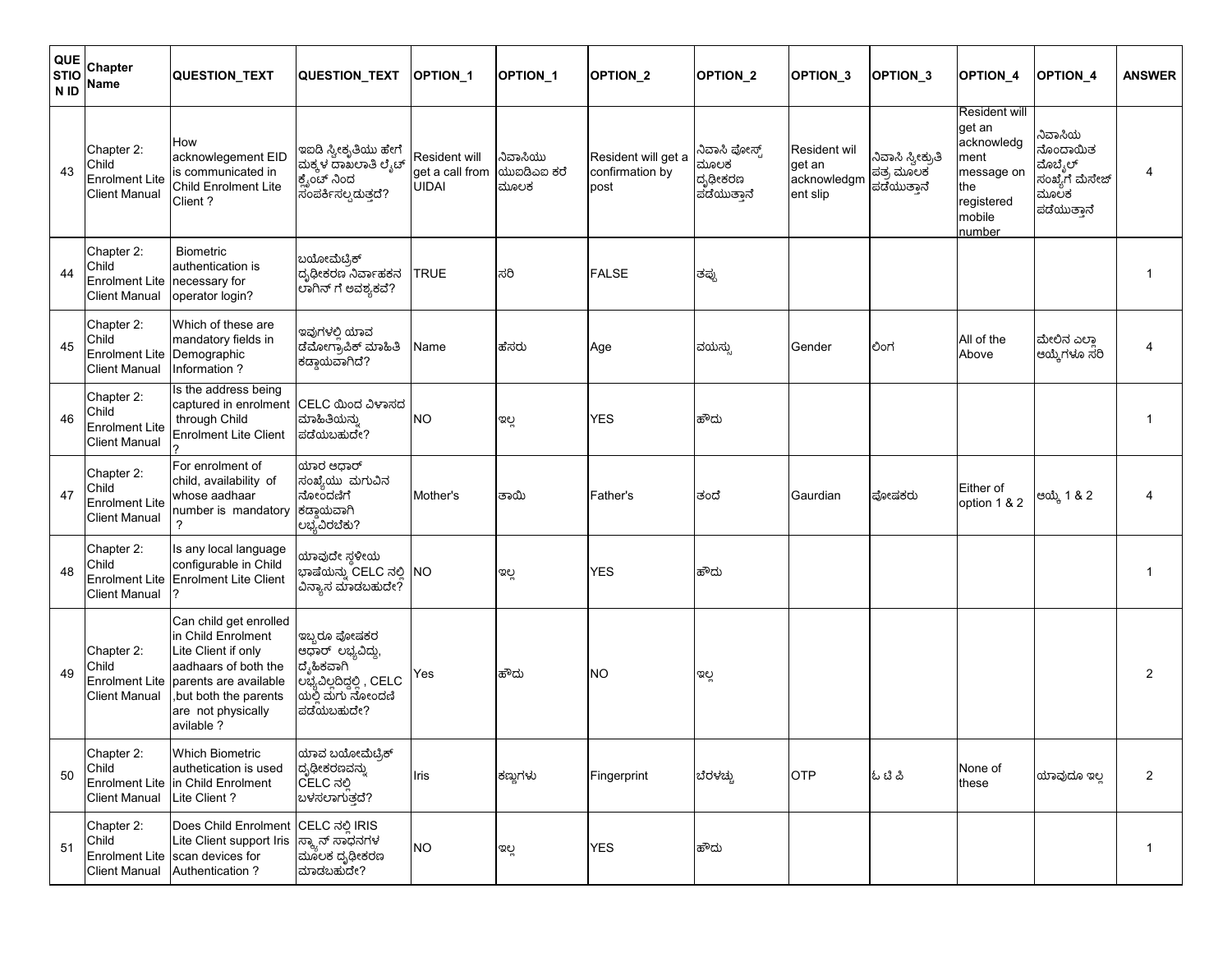| QUESTION ID | Chapter Name | QUESTION_TEXT | QUESTION_TEXT | OPTION_1 | OPTION_1 | OPTION_2 | OPTION_2 | OPTION_3 | OPTION_3 | OPTION_4 | OPTION_4 | ANSWER |
|---|---|---|---|---|---|---|---|---|---|---|---|---|
| 43 | Chapter 2: Child Enrolment Lite Client Manual | How acknowlegement EID is communicated in Child Enrolment Lite Client ? | ಇಐಡಿ ಸ್ವೀಕೃತಿಯು ಹೇಗೆ ಮಕ್ಕಳ ದಾಖಲಾತಿ ಲೈಟ್ ಕ್ಲೈಂಟ್ ನಿಂದ ಸಂಪರ್ಕಿಸಲ್ಪಡುತ್ತದೆ? | Resident will get a call from UIDAI | ನಿವಾಸಿಯು ಯುಐಡಿಎಐ ಕರೆ ಮೂಲಕ | Resident will get a confirmation by post | ನಿವಾಸಿ ಪೋಸ್ಟ್ ಮೂಲಕ ದೃಢೀಕರಣ ಪಡೆಯುತ್ತಾನೆ | Resident wil get an acknowledgment slip | ನಿವಾಸಿ ಸ್ವೀಕೃತಿ ಪತ್ರ ಮೂಲಕ ಪಡೆಯುತ್ತಾನೆ | Resident will get an acknowledgment message on the registered mobile number | ನಿವಾಸಿಯ ನೊಂದಾಯಿತ ಮೊಬೈಲ್ ಸಂಖ್ಯೆಗೆ ಮೆಸೇಜ್ ಮೂಲಕ ಪಡೆಯುತ್ತಾನೆ | 4 |
| 44 | Chapter 2: Child Enrolment Lite Client Manual | Biometric authentication is necessary for operator login? | ಬಯೋಮೆಟ್ರಿಕ್ ದೃಢೀಕರಣ ನಿರ್ವಾಹಕನ ಲಾಗಿನ್ ಗೆ ಅವಶ್ಯಕವೆ? | TRUE | ಸರಿ | FALSE | ತಪ್ಪು | | | | | 1 |
| 45 | Chapter 2: Child Enrolment Lite Client Manual | Which of these are mandatory fields in Demographic Information ? | ಇವುಗಳಲ್ಲಿ ಯಾವ ಡೆಮೋಗ್ರಾಫಿಕ್ ಮಾಹಿತಿ ಕಡ್ಡಾಯವಾಗಿದೆ? | Name | ಹೆಸರು | Age | ವಯಸ್ಸು | Gender | ಲಿಂಗ | All of the Above | ಮೇಲಿನ ಎಲ್ಲಾ ಆಯ್ಕೆಗಳೂ ಸರಿ | 4 |
| 46 | Chapter 2: Child Enrolment Lite Client Manual | Is the address being captured in enrolment through Child Enrolment Lite Client ? | CELC ಯಿಂದ ವಿಳಾಸದ ಮಾಹಿತಿಯನ್ನು ಪಡೆಯಬಹುದೇ? | NO | ಇಲ್ಲ | YES | ಹೌದು | | | | | 1 |
| 47 | Chapter 2: Child Enrolment Lite Client Manual | For enrolment of child, availability of whose aadhaar number is mandatory ? | ಯಾರ ಆಧಾರ್ ಸಂಖ್ಯೆಯು ಮಗುವಿನ ನೋಂದಣಿಗೆ ಕಡ್ಡಾಯವಾಗಿ ಲಭ್ಯವಿರಬೇಕು? | Mother's | ತಾಯಿ | Father's | ತಂದೆ | Gaurdian | ಪೋಷಕರು | Either of option 1 & 2 | ಆಯ್ಕೆ 1 & 2 | 4 |
| 48 | Chapter 2: Child Enrolment Lite Client Manual | Is any local language configurable in Child Enrolment Lite Client ? | ಯಾವುದೇ ಸ್ಥಳೀಯ ಭಾಷೆಯನ್ನು CELC ನಲ್ಲಿ ವಿನ್ಯಾಸ ಮಾಡಬಹುದೇ? | NO | ಇಲ್ಲ | YES | ಹೌದು | | | | | 1 |
| 49 | Chapter 2: Child Enrolment Lite Client Manual | Can child get enrolled in Child Enrolment Lite Client if only aadhaars of both the parents are available ,but both the parents are not physically avilable ? | ಇಬ್ಬರೂ ಪೋಷಕರ ಆಧಾರ್ ಲಭ್ಯವಿದ್ದು, ದೈಹಿಕವಾಗಿ ಲಭ್ಯವಿಲ್ಲದಿದ್ದಲ್ಲಿ , CELC ಯಲ್ಲಿ ಮಗು ನೋಂದಣಿ ಪಡೆಯಬಹುದೇ? | Yes | ಹೌದು | NO | ಇಲ್ಲ | | | | | 2 |
| 50 | Chapter 2: Child Enrolment Lite Client Manual | Which Biometric authetication is used in Child Enrolment Lite Client ? | ಯಾವ ಬಯೋಮೆಟ್ರಿಕ್ ದೃಢೀಕರಣವನ್ನು CELC ನಲ್ಲಿ ಬಳಸಲಾಗುತ್ತದೆ? | Iris | ಕಣ್ಣುಗಳು | Fingerprint | ಬೆರಳಚ್ಚು | OTP | ಓ ಟಿ ಪಿ | None of these | ಯಾವುದೂ ಇಲ್ಲ | 2 |
| 51 | Chapter 2: Child Enrolment Lite Client Manual | Does Child Enrolment Lite Client support Iris scan devices for Authentication ? | CELC ನಲ್ಲಿ IRIS ಸ್ಕ್ಯಾನ್ ಸಾಧನಗಳ ಮೂಲಕ ದೃಢೀಕರಣ ಮಾಡಬಹುದೇ? | NO | ಇಲ್ಲ | YES | ಹೌದು | | | | | 1 |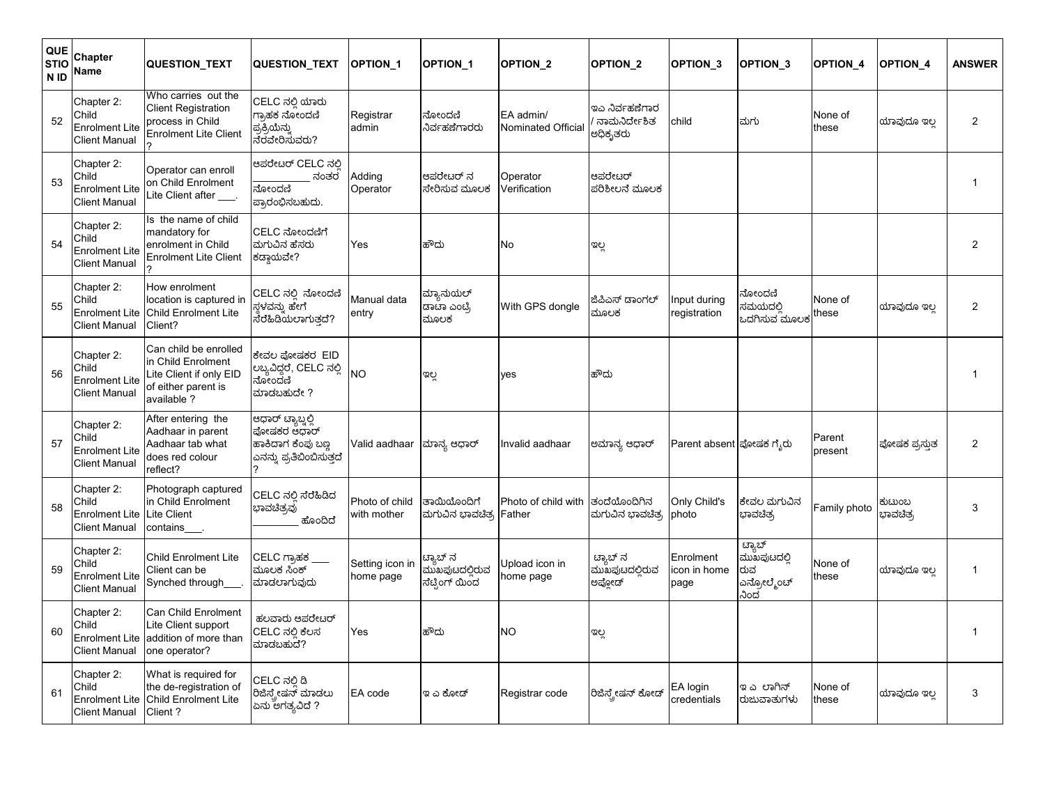| QUESTION ID | Chapter Name | QUESTION_TEXT | QUESTION_TEXT | OPTION_1 | OPTION_1 | OPTION_2 | OPTION_2 | OPTION_3 | OPTION_3 | OPTION_4 | OPTION_4 | ANSWER |
|---|---|---|---|---|---|---|---|---|---|---|---|---|
| 52 | Chapter 2: Child Enrolment Lite Client Manual | Who carries out the Client Registration process in Child Enrolment Lite Client ? | CELC ನಲ್ಲಿ ಯಾರು ಗ್ರಾಹಕ ನೋಂದಣಿ ಪ್ರಕ್ರಿಯೆಯನ್ನು ನೆರವೇರಿಸುವರು? | Registrar admin | ನೋಂದಣಿ ನಿರ್ವಹಣೆಗಾರರು | EA admin/ Nominated Official | ಇಎ ನಿರ್ವಹಣೆಗಾರ / ನಾಮನಿರ್ದೇಶಿತ ಅಧಿಕೃತರು | child | ಮಗು | None of these | ಯಾವುದೂ ಇಲ್ಲ | 2 |
| 53 | Chapter 2: Child Enrolment Lite Client Manual | Operator can enroll on Child Enrolment Lite Client after ___. | ಆಪರೇಟರ್ CELC ನಲ್ಲಿ ________ ನಂತರ ನೋಂದಣಿ ಪ್ರಾರಂಭಿಸಬಹುದು. | Adding Operator | ಆಪರೇಟರ್ ನ ಸೇರಿಸುವ ಮೂಲಕ | Operator Verification | ಆಪರೇಟರ್ ಪರಿಶೀಲನೆ ಮೂಲಕ | | | | | 1 |
| 54 | Chapter 2: Child Enrolment Lite Client Manual | Is the name of child mandatory for enrolment in Child Enrolment Lite Client ? | CELC ನೋಂದಣಿಗೆ ಮಗುವಿನ ಹೆಸರು ಕಡ್ಡಾಯವೇ? | Yes | ಹೌದು | No | ಇಲ್ಲ | | | | | 2 |
| 55 | Chapter 2: Child Enrolment Lite Client Manual | How enrolment location is captured in Child Enrolment Lite Client? | CELC ನಲ್ಲಿ ನೋಂದಣಿ ಸ್ಥಳವನ್ನು ಹೇಗೆ ಸೆರೆಹಿಡಿಯಲಾಗುತ್ತದೆ? | Manual data entry | ಮ್ಯಾನುಯಲ್ ಡಾಟಾ ಎಂಟ್ರಿ ಮೂಲಕ | With GPS dongle | ಜಿಪಿಎಸ್ ಡಾಂಗಲ್ ಮೂಲಕ | Input during registration | ನೋಂದಣಿ ಸಮಯದಲ್ಲಿ ಒದಗಿಸುವ ಮೂಲಕ | None of these | ಯಾವುದೂ ಇಲ್ಲ | 2 |
| 56 | Chapter 2: Child Enrolment Lite Client Manual | Can child be enrolled in Child Enrolment Lite Client if only EID of either parent is available ? | ಕೇವಲ ಪೋಷಕರ EID ಲಭ್ಯವಿದ್ದರೆ, CELC ನಲ್ಲಿ ನೋಂದಣಿ ಮಾಡಬಹುದೇ ? | NO | ಇಲ್ಲ | yes | ಹೌದು | | | | | 1 |
| 57 | Chapter 2: Child Enrolment Lite Client Manual | After entering the Aadhaar in parent Aadhaar tab what does red colour reflect? | ಆಧಾರ್ ಟ್ಯಾಬ್ನಲ್ಲಿ ಪೋಷಕರ ಆಧಾರ್ ಹಾಕಿದಾಗ ಕೆಂಪು ಬಣ್ಣ ಏನನ್ನು ಪ್ರತಿಬಿಂಬಿಸುತ್ತದೆ ? | Valid aadhaar | ಮಾನ್ಯ ಆಧಾರ್ | Invalid aadhaar | ಅಮಾನ್ಯ ಆಧಾರ್ | Parent absent | ಪೋಷಕ ಗೈರು | Parent present | ಪೋಷಕ ಪ್ರಸ್ತುತ | 2 |
| 58 | Chapter 2: Child Enrolment Lite Client Manual | Photograph captured in Child Enrolment Lite Client contains___. | CELC ನಲ್ಲಿ ಸೆರೆಹಿಡಿದ ಭಾವಚಿತ್ರವು ________ ಹೊಂದಿದೆ | Photo of child with mother | ತಾಯಿಯೊಂದಿಗೆ ಮಗುವಿನ ಭಾವಚಿತ್ರ | Photo of child with Father | ತಂದೆಯೊಂದಿಗಿನ ಮಗುವಿನ ಭಾವಚಿತ್ರ | Only Child's photo | ಕೇವಲ ಮಗುವಿನ ಭಾವಚಿತ್ರ | Family photo | ಕುಟುಂಬ ಭಾವಚಿತ್ರ | 3 |
| 59 | Chapter 2: Child Enrolment Lite Client Manual | Child Enrolment Lite Client can be Synched through___. | CELC ಗ್ರಾಹಕ ___ ಮೂಲಕ ಸಿಂಕ್ ಮಾಡಲಾಗುವುದು | Setting icon in home page | ಟ್ಯಾಬ್ ನ ಮುಖಪುಟದಲ್ಲಿರುವ ಸೆಟ್ಟಿಂಗ್ ಯಿಂದ | Upload icon in home page | ಟ್ಯಾಬ್ ನ ಮುಖಪುಟದಲ್ಲಿರುವ ಅಪ್ಲೋಡ್ | Enrolment icon in home page | ಟ್ಯಾಬ್ ಮುಖಪುಟದಲ್ಲಿ ರುವ ಎನ್ರೋಲ್ಮೆಂಟ್ ನಿಂದ | None of these | ಯಾವುದೂ ಇಲ್ಲ | 1 |
| 60 | Chapter 2: Child Enrolment Lite Client Manual | Can Child Enrolment Lite Client support addition of more than one operator? | ಹಲವಾರು ಆಪರೇಟರ್ CELC ನಲ್ಲಿ ಕೆಲಸ ಮಾಡಬಹುದೆ? | Yes | ಹೌದು | NO | ಇಲ್ಲ | | | | | 1 |
| 61 | Chapter 2: Child Enrolment Lite Client Manual | What is required for the de-registration of Child Enrolment Lite Client ? | CELC ನಲ್ಲಿ ಡಿ ರಿಜಿಸ್ಟ್ರೇಷನ್ ಮಾಡಲು ಏನು ಅಗತ್ಯವಿದೆ ? | EA code | ಇ ಎ ಕೋಡ್ | Registrar code | ರಿಜಿಸ್ಟ್ರೇಷನ್ ಕೋಡ್ | EA login credentials | ಇ ಎ ಲಾಗಿನ್ ರುಜುವಾತುಗಳು | None of these | ಯಾವುದೂ ಇಲ್ಲ | 3 |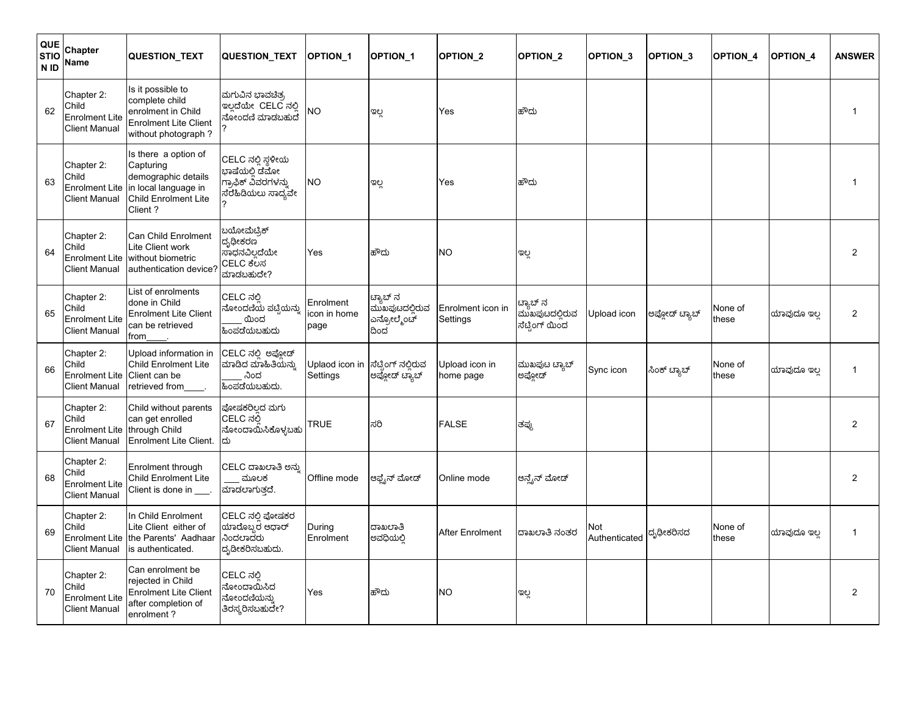| QUESTION ID | Chapter Name | QUESTION_TEXT | QUESTION_TEXT | OPTION_1 | OPTION_1 | OPTION_2 | OPTION_2 | OPTION_3 | OPTION_3 | OPTION_4 | OPTION_4 | ANSWER |
|---|---|---|---|---|---|---|---|---|---|---|---|---|
| 62 | Chapter 2: Child Enrolment Lite Client Manual | Is it possible to complete child enrolment in Child Enrolment Lite Client without photograph ? | ಮಗುವಿನ ಭಾವಚಿತ್ರ ಇಲ್ಲದೆಯೇ CELC ನಲ್ಲಿ ನೋಂದಣಿ ಮಾಡಬಹುದೆ ? | NO | ಇಲ್ಲ | Yes | ಹೌದು | | | | | 1 |
| 63 | Chapter 2: Child Enrolment Lite Client Manual | Is there a option of Capturing demographic details in local language in Child Enrolment Lite Client ? | CELC ನಲ್ಲಿ ಸ್ಥಳೀಯ ಭಾಷೆಯಲ್ಲಿ ಡೆಮೋ ಗ್ರಾಫಿಕ್ ವಿವರಗಳನ್ನು ಸೆರೆಹಿಡಿಯಲು ಸಾಧ್ಯವೇ ? | NO | ಇಲ್ಲ | Yes | ಹೌದು | | | | | 1 |
| 64 | Chapter 2: Child Enrolment Lite Client Manual | Can Child Enrolment Lite Client work without biometric authentication device? | ಬಯೋಮೆಟ್ರಿಕ್ ದೃಢೀಕರಣ ಸಾಧನವಿಲ್ಲದೆಯೇ CELC ಕೆಲಸ ಮಾಡಬಹುದೇ? | Yes | ಹೌದು | NO | ಇಲ್ಲ | | | | | 2 |
| 65 | Chapter 2: Child Enrolment Lite Client Manual | List of enrolments done in Child Enrolment Lite Client can be retrieved from____. | CELC ನಲ್ಲಿ ನೋಂದಣಿಯ ಪಟ್ಟಿಯನ್ನು ____ ಯಿಂದ ಹಿಂಪಡೆಯಬಹುದು | Enrolment icon in home page | ಟ್ಯಾಬ್ ನ ಮುಖಪುಟದಲ್ಲಿರುವ ಎನ್ರೋಲ್ಮೆಂಟ್ ದಿಂದ | Enrolment icon in Settings | ಟ್ಯಾಬ್ ನ ಮುಖಪುಟದಲ್ಲಿರುವ ಸೆಟ್ಟಿಂಗ್ ಯಿಂದ | Upload icon | ಅಪ್ಲೋಡ್ ಟ್ಯಾಬ್ | None of these | ಯಾವುದೂ ಇಲ್ಲ | 2 |
| 66 | Chapter 2: Child Enrolment Lite Client Manual | Upload information in Child Enrolment Lite Client can be retrieved from____. | CELC ನಲ್ಲಿ ಅಪ್ಲೋಡ್ ಮಾಡಿದ ಮಾಹಿತಿಯನ್ನು ____ ನಿಂದ ಹಿಂಪಡೆಯಬಹುದು. | Uplaod icon in Settings | ಸೆಟ್ಟಿಂಗ್ ನಲ್ಲಿರುವ ಅಪ್ಲೋಡ್ ಟ್ಯಾಬ್ | Upload icon in home page | ಮುಖಪುಟ ಟ್ಯಾಬ್ ಅಪ್ಲೋಡ್ | Sync icon | ಸಿಂಕ್ ಟ್ಯಾಬ್ | None of these | ಯಾವುದೂ ಇಲ್ಲ | 1 |
| 67 | Chapter 2: Child Enrolment Lite Client Manual | Child without parents can get enrolled through Child Enrolment Lite Client. | ಪೋಷಕರಿಲ್ಲದ ಮಗು CELC ನಲ್ಲಿ ನೋಂದಾಯಿಸಿಕೊಳ್ಳಬಹುದು | TRUE | ಸರಿ | FALSE | ತಪ್ಪು | | | | | 2 |
| 68 | Chapter 2: Child Enrolment Lite Client Manual | Enrolment through Child Enrolment Lite Client is done in ___. | CELC ದಾಖಲಾತಿ ಅನ್ನು ___ ಮೂಲಕ ಮಾಡಲಾಗುತ್ತದೆ. | Offline mode | ಆಫ್ಲೈನ್ ಮೋಡ್ | Online mode | ಆನ್ಲೈನ್ ಮೋಡ್ | | | | | 2 |
| 69 | Chapter 2: Child Enrolment Lite Client Manual | In Child Enrolment Lite Client either of the Parents' Aadhaar is authenticated. | CELC ನಲ್ಲಿ ಪೋಷಕರ ಯಾರೊಬ್ಬರ ಆಧಾರ್ ನಿಂದಲಾದರು ದೃಢೀಕರಿಸಬಹುದು. | During Enrolment | ದಾಖಲಾತಿ ಅವಧಿಯಲ್ಲಿ | After Enrolment | ದಾಖಲಾತಿ ನಂತರ | Not Authenticated | ದೃಢೀಕರಿಸದ | None of these | ಯಾವುದೂ ಇಲ್ಲ | 1 |
| 70 | Chapter 2: Child Enrolment Lite Client Manual | Can enrolment be rejected in Child Enrolment Lite Client after completion of enrolment ? | CELC ನಲ್ಲಿ ನೋಂದಾಯಿಸಿದ ನೋಂದಣಿಯನ್ನು ತಿರಸ್ಕರಿಸಬಹುದೇ? | Yes | ಹೌದು | NO | ಇಲ್ಲ | | | | | 2 |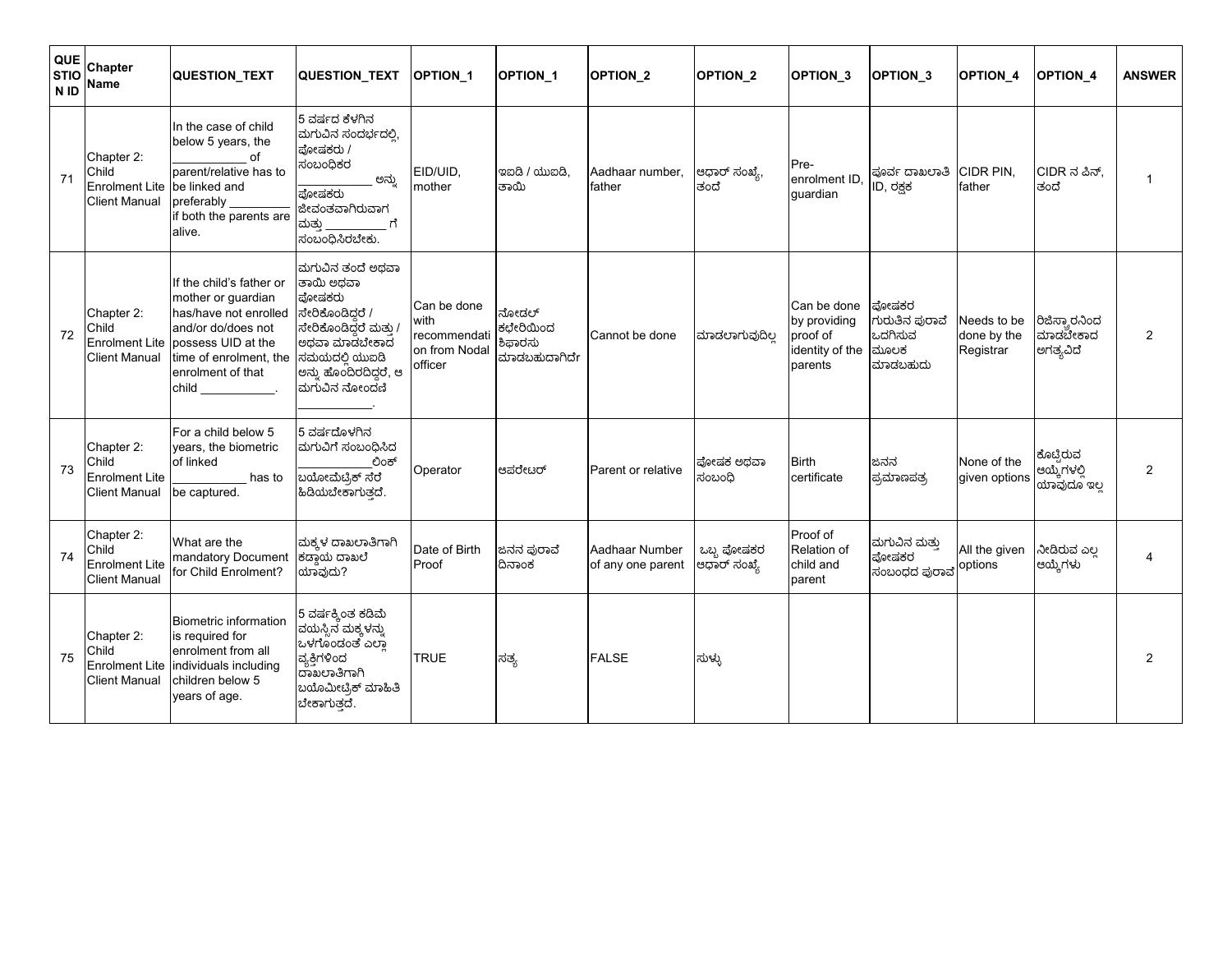| QUESTION ID | Chapter Name | QUESTION_TEXT | QUESTION_TEXT | OPTION_1 | OPTION_1 | OPTION_2 | OPTION_2 | OPTION_3 | OPTION_3 | OPTION_4 | OPTION_4 | ANSWER |
|---|---|---|---|---|---|---|---|---|---|---|---|---|
| 71 | Chapter 2: Child Enrolment Lite Client Manual | In the case of child below 5 years, the ___________ of parent/relative has to be linked and preferably _________ if both the parents are alive. | 5 ವರ್ಷದ ಕೆಳಗಿನ ಮಗುವಿನ ಸಂದರ್ಭದಲ್ಲಿ, ಪೋಷಕರು / ಸಂಬಂಧಿಕರ ___________ ಅನ್ನು ಪೋಷಕರು ಜೀವಂತವಾಗಿರುವಾಗ ಮತ್ತು _________ ಗೆ ಸಂಬಂಧಿಸಿರಬೇಕು. | EID/UID, mother | ಇಐಡಿ / ಯುಐಡಿ, ತಾಯಿ | Aadhaar number, father | ಆಧಾರ್ ಸಂಖ್ಯೆ, ತಂದೆ | Pre-enrolment ID, guardian | ಪೂರ್ವ ದಾಖಲಾತಿ ID, ರಕ್ಷಕ | CIDR PIN, father | CIDR ನ ಪಿನ್, ತಂದೆ | 1 |
| 72 | Chapter 2: Child Enrolment Lite Client Manual | If the child's father or mother or guardian has/have not enrolled and/or do/does not possess UID at the time of enrolment, the enrolment of that child ___________. | ಮಗುವಿನ ತಂದೆ ಅಥವಾ ತಾಯಿ ಅಥವಾ ಪೋಷಕರು ಸೇರಿಕೊಂಡಿದ್ದರೆ / ಸೇರಿಕೊಂಡಿದ್ದರೆ ಮತ್ತು / ಅಥವಾ ಮಾಡಬೇಕಾದ ಸಮಯದಲ್ಲಿ ಯುಐಡಿ ಅನ್ನು ಹೊಂದಿರದಿದ್ದರೆ, ಆ ಮಗುವಿನ ನೋಂದಣಿ ___________. | Can be done with recommendation from Nodal officer | ನೋಡಲ್ ಕಛೇರಿಯಿಂದ ಶಿಫಾರಸು ಮಾಡಬಹುದಾಗಿದೆ | Cannot be done | ಮಾಡಲಾಗುವುದಿಲ್ಲ | Can be done by providing proof of identity of the parents | ಪೋಷಕರ ಗುರುತಿನ ಪುರಾವೆ ಒದಗಿಸುವ ಮೂಲಕ ಮಾಡಬಹುದು | Needs to be done by the Registrar | ರಿಜಿಸ್ಟ್ರಾರನಿಂದ ಮಾಡಬೇಕಾದ ಅಗತ್ಯವಿದೆ | 2 |
| 73 | Chapter 2: Child Enrolment Lite Client Manual | For a child below 5 years, the biometric of linked ___________ has to be captured. | 5 ವರ್ಷದೊಳಗಿನ ಮಗುವಿಗೆ ಸಂಬಂಧಿಸಿದ ___________ಲಿಂಕ್ ಬಯೋಮೆಟ್ರಿಕ್ ಸೆರೆ ಹಿಡಿಯಬೇಕಾಗುತ್ತದೆ. | Operator | ಆಪರೇಟರ್ | Parent or relative | ಪೋಷಕ ಅಥವಾ ಸಂಬಂಧಿ | Birth certificate | ಜನನ ಪ್ರಮಾಣಪತ್ರ | None of the given options | ಕೊಟ್ಟಿರುವ ಆಯ್ಕೆಗಳಲ್ಲಿ ಯಾವುದೂ ಇಲ್ಲ | 2 |
| 74 | Chapter 2: Child Enrolment Lite Client Manual | What are the mandatory Document for Child Enrolment? | ಮಕ್ಕಳ ದಾಖಲಾತಿಗಾಗಿ ಕಡ್ಡಾಯ ದಾಖಲೆ ಯಾವುದು? | Date of Birth Proof | ಜನನ ಪುರಾವೆ ದಿನಾಂಕ | Aadhaar Number of any one parent | ಒಬ್ಬ ಪೋಷಕರ ಆಧಾರ್ ಸಂಖ್ಯೆ | Proof of Relation of child and parent | ಮಗುವಿನ ಮತ್ತು ಪೋಷಕರ ಸಂಬಂಧದ ಪುರಾವೆ | All the given options | ನೀಡಿರುವ ಎಲ್ಲ ಆಯ್ಕೆಗಳು | 4 |
| 75 | Chapter 2: Child Enrolment Lite Client Manual | Biometric information is required for enrolment from all individuals including children below 5 years of age. | 5 ವರ್ಷಕ್ಕಿಂತ ಕಡಿಮೆ ವಯಸ್ಸಿನ ಮಕ್ಕಳನ್ನು ಒಳಗೊಂಡಂತೆ ಎಲ್ಲಾ ವ್ಯಕ್ತಿಗಳಿಂದ ದಾಖಲಾತಿಗಾಗಿ ಬಯೊಮೀಟ್ರಿಕ್ ಮಾಹಿತಿ ಬೇಕಾಗುತ್ತದೆ. | TRUE | ಸತ್ಯ | FALSE | ಸುಳ್ಳು | | | | | 2 |